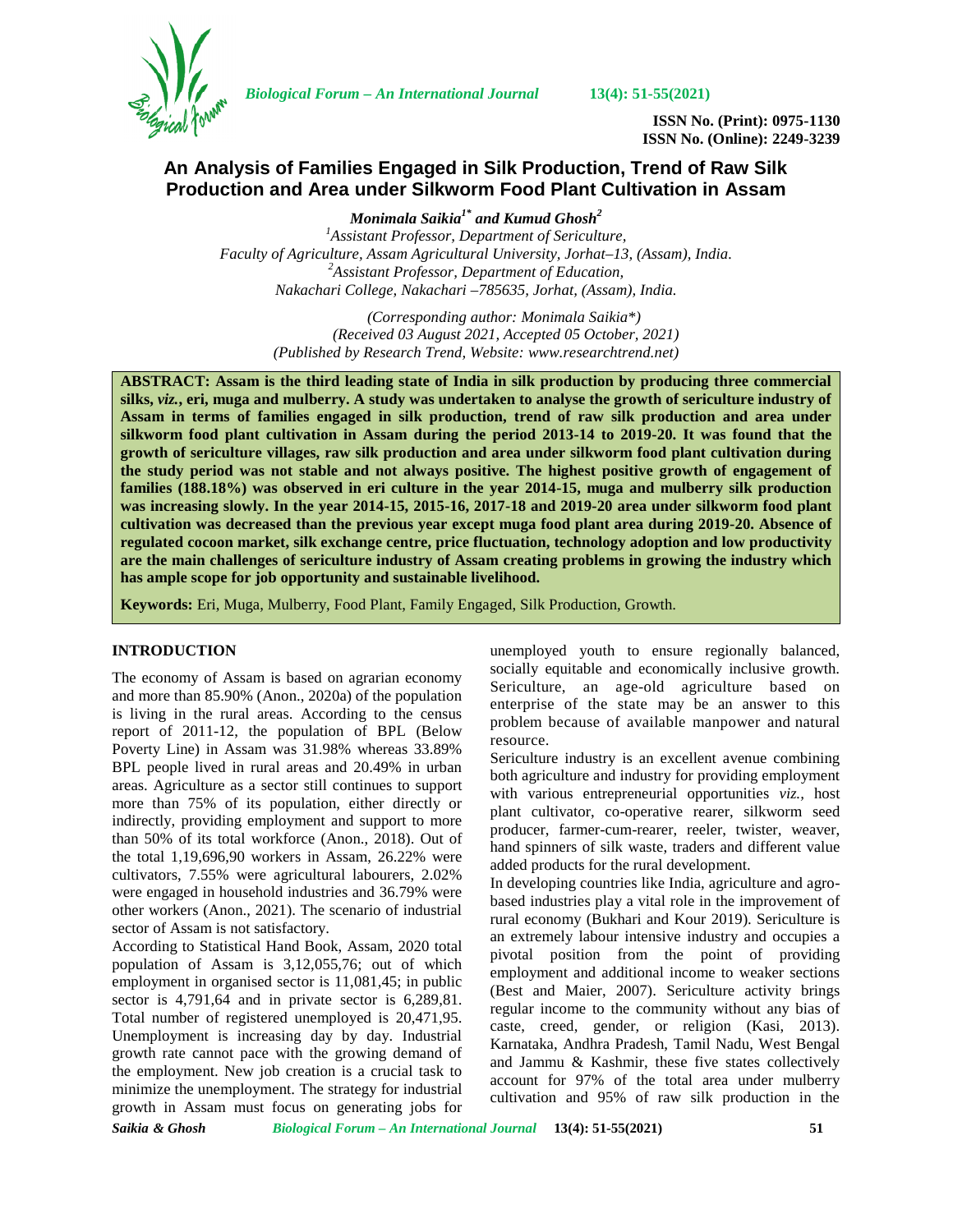**ISSN No. (Print): 0975-1130**
**ISSN No. (Online): 2249-3239**

# An Analysis of Families Engaged in Silk Production, Trend of Raw Silk Production and Area under Silkworm Food Plant Cultivation in Assam

***Monimala Saikia[1*] and Kumud Ghosh[2]***

*[1]Assistant Professor, Department of Sericulture, Faculty of Agriculture, Assam Agricultural University, Jorhat–13, (Assam), India.*
*[2]Assistant Professor, Department of Education, Nakachari College, Nakachari –785635, Jorhat, (Assam), India.*

*(Corresponding author: Monimala Saikia\*)*
*(Received 03 August 2021, Accepted 05 October, 2021)*
*(Published by Research Trend, Website: www.researchtrend.net)*

**ABSTRACT: Assam is the third leading state of India in silk production by producing three commercial silks, *viz.*, eri, muga and mulberry. A study was undertaken to analyse the growth of sericulture industry of Assam in terms of families engaged in silk production, trend of raw silk production and area under silkworm food plant cultivation in Assam during the period 2013-14 to 2019-20. It was found that the growth of sericulture villages, raw silk production and area under silkworm food plant cultivation during the study period was not stable and not always positive. The highest positive growth of engagement of families (188.18%) was observed in eri culture in the year 2014-15, muga and mulberry silk production was increasing slowly. In the year 2014-15, 2015-16, 2017-18 and 2019-20 area under silkworm food plant cultivation was decreased than the previous year except muga food plant area during 2019-20. Absence of regulated cocoon market, silk exchange centre, price fluctuation, technology adoption and low productivity are the main challenges of sericulture industry of Assam creating problems in growing the industry which has ample scope for job opportunity and sustainable livelihood.**

**Keywords:** Eri, Muga, Mulberry, Food Plant, Family Engaged, Silk Production, Growth.

## INTRODUCTION

The economy of Assam is based on agrarian economy and more than 85.90% (Anon., 2020a) of the population is living in the rural areas. According to the census report of 2011-12, the population of BPL (Below Poverty Line) in Assam was 31.98% whereas 33.89% BPL people lived in rural areas and 20.49% in urban areas. Agriculture as a sector still continues to support more than 75% of its population, either directly or indirectly, providing employment and support to more than 50% of its total workforce (Anon., 2018). Out of the total 1,19,696,90 workers in Assam, 26.22% were cultivators, 7.55% were agricultural labourers, 2.02% were engaged in household industries and 36.79% were other workers (Anon., 2021). The scenario of industrial sector of Assam is not satisfactory.

According to Statistical Hand Book, Assam, 2020 total population of Assam is 3,12,055,76; out of which employment in organised sector is 11,081,45; in public sector is 4,791,64 and in private sector is 6,289,81. Total number of registered unemployed is 20,471,95. Unemployment is increasing day by day. Industrial growth rate cannot pace with the growing demand of the employment. New job creation is a crucial task to minimize the unemployment. The strategy for industrial growth in Assam must focus on generating jobs for unemployed youth to ensure regionally balanced, socially equitable and economically inclusive growth. Sericulture, an age-old agriculture based on enterprise of the state may be an answer to this problem because of available manpower and natural resource.

Sericulture industry is an excellent avenue combining both agriculture and industry for providing employment with various entrepreneurial opportunities *viz.*, host plant cultivator, co-operative rearer, silkworm seed producer, farmer-cum-rearer, reeler, twister, weaver, hand spinners of silk waste, traders and different value added products for the rural development.

In developing countries like India, agriculture and agro-based industries play a vital role in the improvement of rural economy (Bukhari and Kour 2019). Sericulture is an extremely labour intensive industry and occupies a pivotal position from the point of providing employment and additional income to weaker sections (Best and Maier, 2007). Sericulture activity brings regular income to the community without any bias of caste, creed, gender, or religion (Kasi, 2013). Karnataka, Andhra Pradesh, Tamil Nadu, West Bengal and Jammu & Kashmir, these five states collectively account for 97% of the total area under mulberry cultivation and 95% of raw silk production in the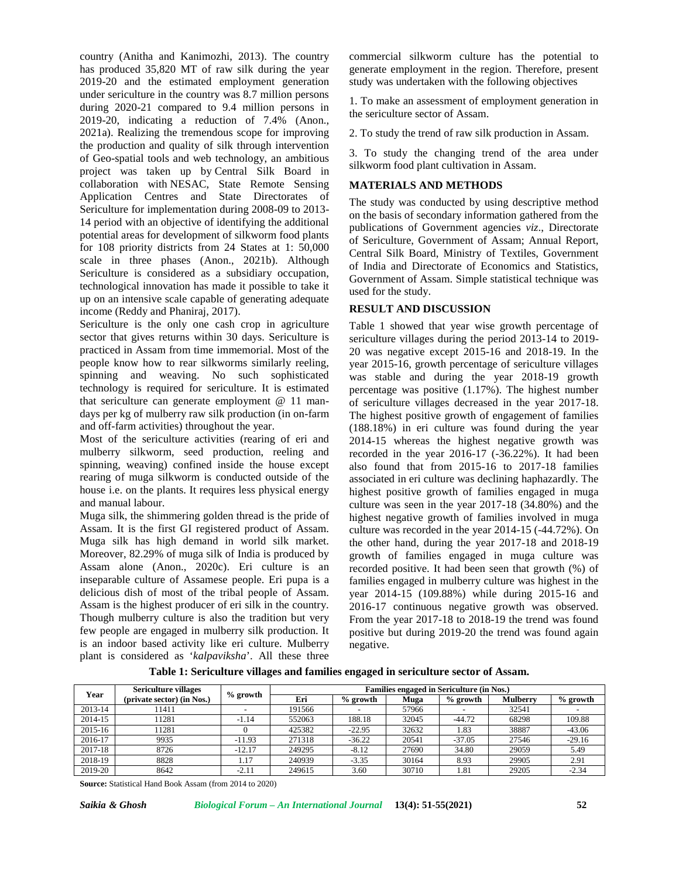country (Anitha and Kanimozhi, 2013). The country has produced 35,820 MT of raw silk during the year 2019-20 and the estimated employment generation under sericulture in the country was 8.7 million persons during 2020-21 compared to 9.4 million persons in 2019-20, indicating a reduction of 7.4% (Anon., 2021a). Realizing the tremendous scope for improving the production and quality of silk through intervention of Geo-spatial tools and web technology, an ambitious project was taken up by Central Silk Board in collaboration with NESAC, State Remote Sensing Application Centres and State Directorates of Sericulture for implementation during 2008-09 to 2013-14 period with an objective of identifying the additional potential areas for development of silkworm food plants for 108 priority districts from 24 States at 1: 50,000 scale in three phases (Anon., 2021b). Although Sericulture is considered as a subsidiary occupation, technological innovation has made it possible to take it up on an intensive scale capable of generating adequate income (Reddy and Phaniraj, 2017).

Sericulture is the only one cash crop in agriculture sector that gives returns within 30 days. Sericulture is practiced in Assam from time immemorial. Most of the people know how to rear silkworms similarly reeling, spinning and weaving. No such sophisticated technology is required for sericulture. It is estimated that sericulture can generate employment @ 11 man-days per kg of mulberry raw silk production (in on-farm and off-farm activities) throughout the year.

Most of the sericulture activities (rearing of eri and mulberry silkworm, seed production, reeling and spinning, weaving) confined inside the house except rearing of muga silkworm is conducted outside of the house i.e. on the plants. It requires less physical energy and manual labour.

Muga silk, the shimmering golden thread is the pride of Assam. It is the first GI registered product of Assam. Muga silk has high demand in world silk market. Moreover, 82.29% of muga silk of India is produced by Assam alone (Anon., 2020c). Eri culture is an inseparable culture of Assamese people. Eri pupa is a delicious dish of most of the tribal people of Assam. Assam is the highest producer of eri silk in the country. Though mulberry culture is also the tradition but very few people are engaged in mulberry silk production. It is an indoor based activity like eri culture. Mulberry plant is considered as '*kalpaviksha*'. All these three commercial silkworm culture has the potential to generate employment in the region. Therefore, present study was undertaken with the following objectives

1. To make an assessment of employment generation in the sericulture sector of Assam.

2. To study the trend of raw silk production in Assam.

3. To study the changing trend of the area under silkworm food plant cultivation in Assam.

## MATERIALS AND METHODS

The study was conducted by using descriptive method on the basis of secondary information gathered from the publications of Government agencies *viz*., Directorate of Sericulture, Government of Assam; Annual Report, Central Silk Board, Ministry of Textiles, Government of India and Directorate of Economics and Statistics, Government of Assam. Simple statistical technique was used for the study.

## RESULT AND DISCUSSION

Table 1 showed that year wise growth percentage of sericulture villages during the period 2013-14 to 2019-20 was negative except 2015-16 and 2018-19. In the year 2015-16, growth percentage of sericulture villages was stable and during the year 2018-19 growth percentage was positive (1.17%). The highest number of sericulture villages decreased in the year 2017-18. The highest positive growth of engagement of families (188.18%) in eri culture was found during the year 2014-15 whereas the highest negative growth was recorded in the year 2016-17 (-36.22%). It had been also found that from 2015-16 to 2017-18 families associated in eri culture was declining haphazardly. The highest positive growth of families engaged in muga culture was seen in the year 2017-18 (34.80%) and the highest negative growth of families involved in muga culture was recorded in the year 2014-15 (-44.72%). On the other hand, during the year 2017-18 and 2018-19 growth of families engaged in muga culture was recorded positive. It had been seen that growth (%) of families engaged in mulberry culture was highest in the year 2014-15 (109.88%) while during 2015-16 and 2016-17 continuous negative growth was observed. From the year 2017-18 to 2018-19 the trend was found positive but during 2019-20 the trend was found again negative.

**Table 1: Sericulture villages and families engaged in sericulture sector of Assam.**

| Year | Sericulture villages (private sector) (in Nos.) | % growth | Families engaged in Sericulture (in Nos.) | | | | | |
|---|---|---|---|---|---|---|---|---|
| | | | Eri | % growth | Muga | % growth | Mulberry | % growth |
| 2013-14 | 11411 | - | 191566 | - | 57966 | - | 32541 | - |
| 2014-15 | 11281 | -1.14 | 552063 | 188.18 | 32045 | -44.72 | 68298 | 109.88 |
| 2015-16 | 11281 | 0 | 425382 | -22.95 | 32632 | 1.83 | 38887 | -43.06 |
| 2016-17 | 9935 | -11.93 | 271318 | -36.22 | 20541 | -37.05 | 27546 | -29.16 |
| 2017-18 | 8726 | -12.17 | 249295 | -8.12 | 27690 | 34.80 | 29059 | 5.49 |
| 2018-19 | 8828 | 1.17 | 240939 | -3.35 | 30164 | 8.93 | 29905 | 2.91 |
| 2019-20 | 8642 | -2.11 | 249615 | 3.60 | 30710 | 1.81 | 29205 | -2.34 |

**Source:** Statistical Hand Book Assam (from 2014 to 2020)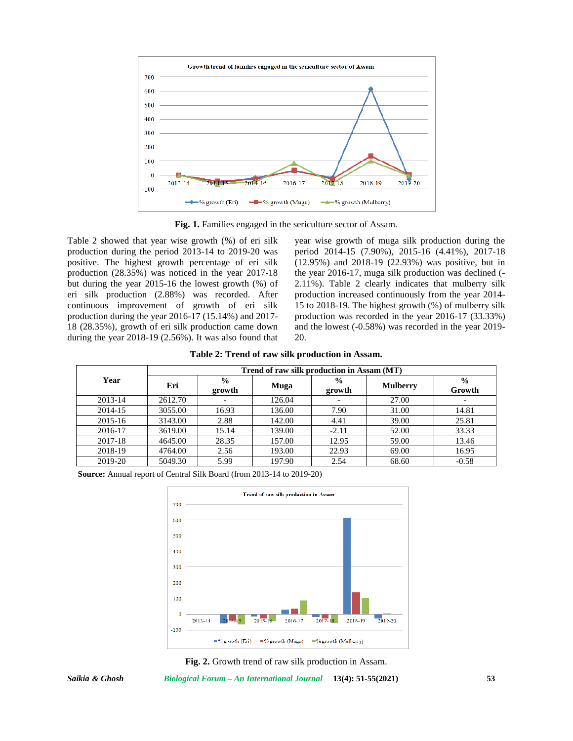Fig. 1. Families engaged in the sericulture sector of Assam.

Table 2 showed that year wise growth (%) of eri silk production during the period 2013-14 to 2019-20 was positive. The highest growth percentage of eri silk production (28.35%) was noticed in the year 2017-18 but during the year 2015-16 the lowest growth (%) of eri silk production (2.88%) was recorded. After continuous improvement of growth of eri silk production during the year 2016-17 (15.14%) and 2017-18 (28.35%), growth of eri silk production came down during the year 2018-19 (2.56%). It was also found that year wise growth of muga silk production during the period 2014-15 (7.90%), 2015-16 (4.41%), 2017-18 (12.95%) and 2018-19 (22.93%) was positive, but in the year 2016-17, muga silk production was declined (-2.11%). Table 2 clearly indicates that mulberry silk production increased continuously from the year 2014-15 to 2018-19. The highest growth (%) of mulberry silk production was recorded in the year 2016-17 (33.33%) and the lowest (-0.58%) was recorded in the year 2019-20.

**Table 2: Trend of raw silk production in Assam.**

| Year | Trend of raw silk production in Assam (MT) | | | | | |
|---|---|---|---|---|---|---|
| | Eri | % growth | Muga | % growth | Mulberry | % Growth |
| 2013-14 | 2612.70 | - | 126.04 | - | 27.00 | - |
| 2014-15 | 3055.00 | 16.93 | 136.00 | 7.90 | 31.00 | 14.81 |
| 2015-16 | 3143.00 | 2.88 | 142.00 | 4.41 | 39.00 | 25.81 |
| 2016-17 | 3619.00 | 15.14 | 139.00 | -2.11 | 52.00 | 33.33 |
| 2017-18 | 4645.00 | 28.35 | 157.00 | 12.95 | 59.00 | 13.46 |
| 2018-19 | 4764.00 | 2.56 | 193.00 | 22.93 | 69.00 | 16.95 |
| 2019-20 | 5049.30 | 5.99 | 197.90 | 2.54 | 68.60 | -0.58 |

**Source:** Annual report of Central Silk Board (from 2013-14 to 2019-20)

Fig. 2. Growth trend of raw silk production in Assam.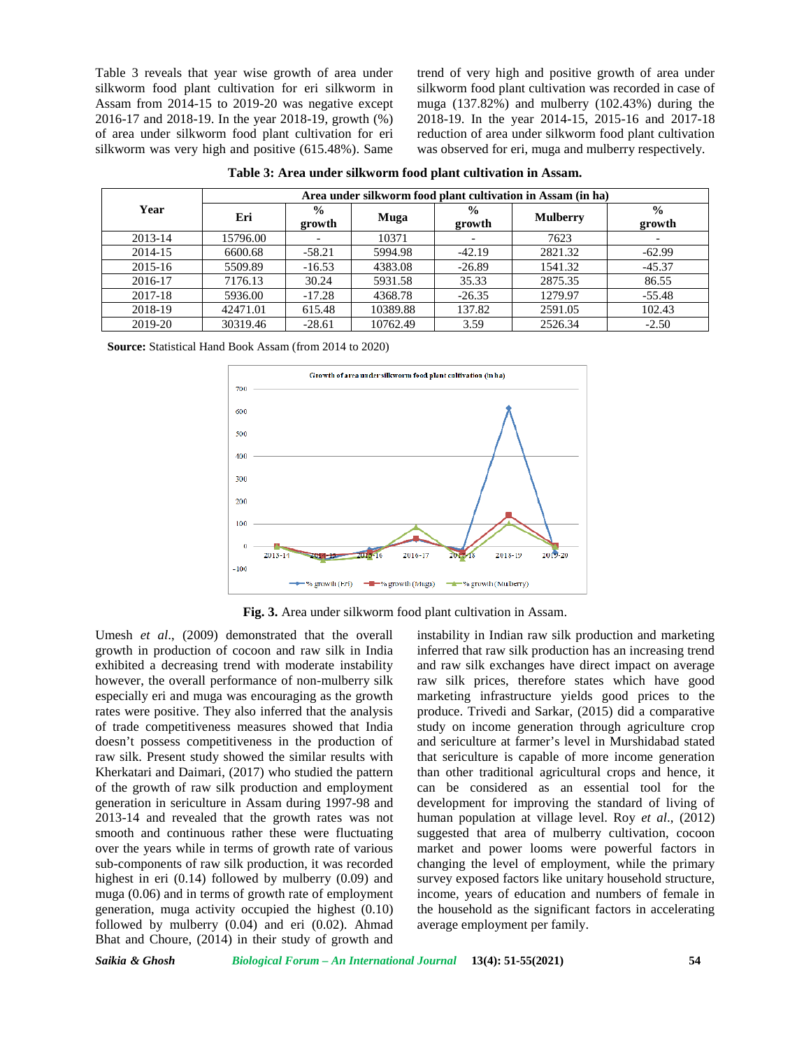Table 3 reveals that year wise growth of area under silkworm food plant cultivation for eri silkworm in Assam from 2014-15 to 2019-20 was negative except 2016-17 and 2018-19. In the year 2018-19, growth (%) of area under silkworm food plant cultivation for eri silkworm was very high and positive (615.48%). Same trend of very high and positive growth of area under silkworm food plant cultivation was recorded in case of muga (137.82%) and mulberry (102.43%) during the 2018-19. In the year 2014-15, 2015-16 and 2017-18 reduction of area under silkworm food plant cultivation was observed for eri, muga and mulberry respectively.

**Table 3: Area under silkworm food plant cultivation in Assam.**

| Year | Area under silkworm food plant cultivation in Assam (in ha) | | | | | |
|---|---|---|---|---|---|---|
| | Eri | % growth | Muga | % growth | Mulberry | % growth |
| 2013-14 | 15796.00 | - | 10371 | - | 7623 | - |
| 2014-15 | 6600.68 | -58.21 | 5994.98 | -42.19 | 2821.32 | -62.99 |
| 2015-16 | 5509.89 | -16.53 | 4383.08 | -26.89 | 1541.32 | -45.37 |
| 2016-17 | 7176.13 | 30.24 | 5931.58 | 35.33 | 2875.35 | 86.55 |
| 2017-18 | 5936.00 | -17.28 | 4368.78 | -26.35 | 1279.97 | -55.48 |
| 2018-19 | 42471.01 | 615.48 | 10389.88 | 137.82 | 2591.05 | 102.43 |
| 2019-20 | 30319.46 | -28.61 | 10762.49 | 3.59 | 2526.34 | -2.50 |

**Source:** Statistical Hand Book Assam (from 2014 to 2020)

**Fig. 3.** Area under silkworm food plant cultivation in Assam.

Umesh *et al*., (2009) demonstrated that the overall growth in production of cocoon and raw silk in India exhibited a decreasing trend with moderate instability however, the overall performance of non-mulberry silk especially eri and muga was encouraging as the growth rates were positive. They also inferred that the analysis of trade competitiveness measures showed that India doesn't possess competitiveness in the production of raw silk. Present study showed the similar results with Kherkatari and Daimari, (2017) who studied the pattern of the growth of raw silk production and employment generation in sericulture in Assam during 1997-98 and 2013-14 and revealed that the growth rates was not smooth and continuous rather these were fluctuating over the years while in terms of growth rate of various sub-components of raw silk production, it was recorded highest in eri (0.14) followed by mulberry (0.09) and muga (0.06) and in terms of growth rate of employment generation, muga activity occupied the highest (0.10) followed by mulberry (0.04) and eri (0.02). Ahmad Bhat and Choure, (2014) in their study of growth and instability in Indian raw silk production and marketing inferred that raw silk production has an increasing trend and raw silk exchanges have direct impact on average raw silk prices, therefore states which have good marketing infrastructure yields good prices to the produce. Trivedi and Sarkar, (2015) did a comparative study on income generation through agriculture crop and sericulture at farmer's level in Murshidabad stated that sericulture is capable of more income generation than other traditional agricultural crops and hence, it can be considered as an essential tool for the development for improving the standard of living of human population at village level. Roy *et al*., (2012) suggested that area of mulberry cultivation, cocoon market and power looms were powerful factors in changing the level of employment, while the primary survey exposed factors like unitary household structure, income, years of education and numbers of female in the household as the significant factors in accelerating average employment per family.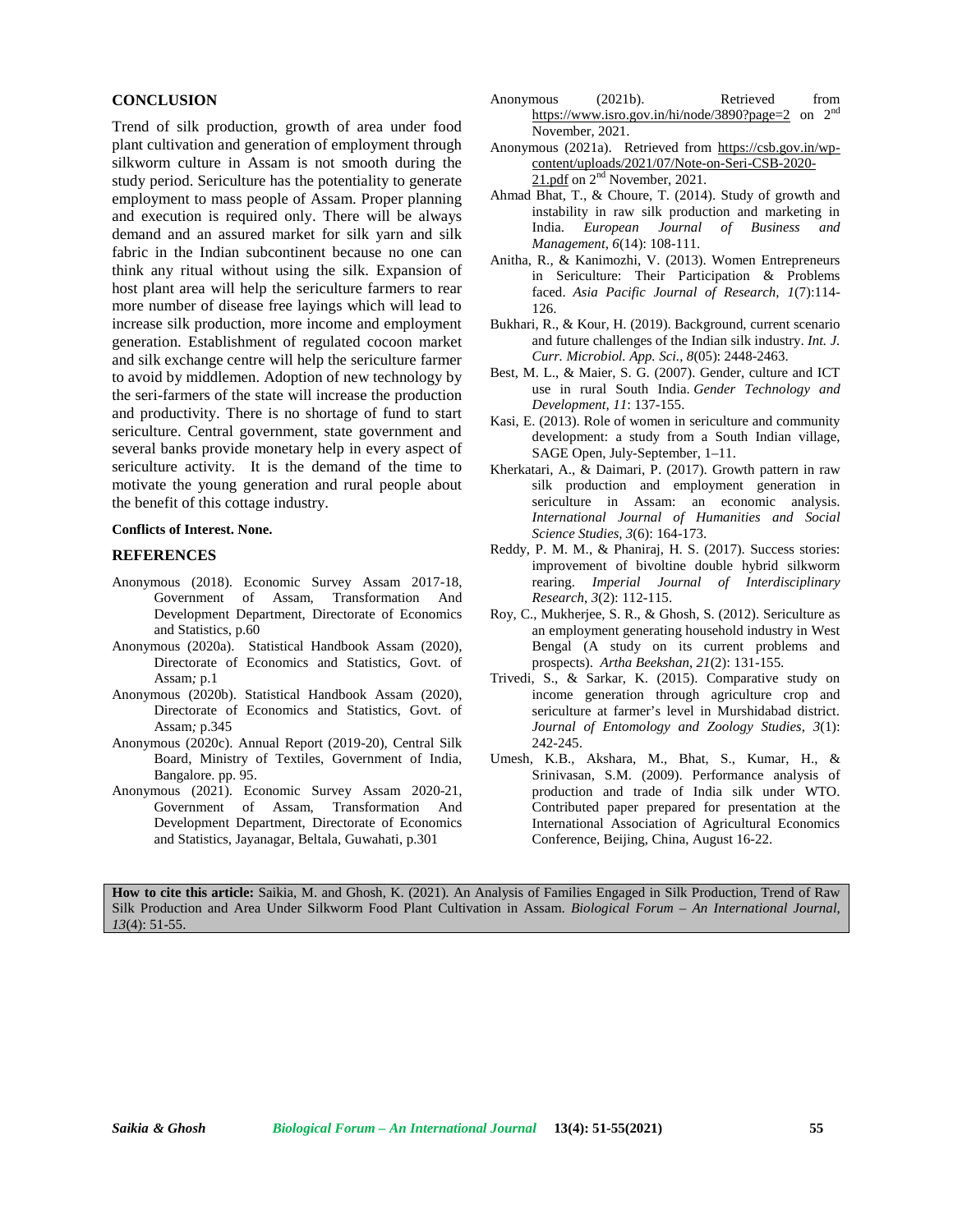## CONCLUSION

Trend of silk production, growth of area under food plant cultivation and generation of employment through silkworm culture in Assam is not smooth during the study period. Sericulture has the potentiality to generate employment to mass people of Assam. Proper planning and execution is required only. There will be always demand and an assured market for silk yarn and silk fabric in the Indian subcontinent because no one can think any ritual without using the silk. Expansion of host plant area will help the sericulture farmers to rear more number of disease free layings which will lead to increase silk production, more income and employment generation. Establishment of regulated cocoon market and silk exchange centre will help the sericulture farmer to avoid by middlemen. Adoption of new technology by the seri-farmers of the state will increase the production and productivity. There is no shortage of fund to start sericulture. Central government, state government and several banks provide monetary help in every aspect of sericulture activity. It is the demand of the time to motivate the young generation and rural people about the benefit of this cottage industry.

**Conflicts of Interest. None.**

## REFERENCES

Anonymous (2018). Economic Survey Assam 2017-18, Government of Assam, Transformation And Development Department, Directorate of Economics and Statistics, p.60

Anonymous (2020a). Statistical Handbook Assam (2020), Directorate of Economics and Statistics, Govt. of Assam*;* p.1

Anonymous (2020b). Statistical Handbook Assam (2020), Directorate of Economics and Statistics, Govt. of Assam*;* p.345

Anonymous (2020c). Annual Report (2019-20), Central Silk Board, Ministry of Textiles, Government of India, Bangalore. pp. 95.

Anonymous (2021). Economic Survey Assam 2020-21, Government of Assam, Transformation And Development Department, Directorate of Economics and Statistics, Jayanagar, Beltala, Guwahati, p.301

Anonymous (2021b). Retrieved from https://www.isro.gov.in/hi/node/3890?page=2 on 2nd November, 2021.

Anonymous (2021a). Retrieved from https://csb.gov.in/wp-content/uploads/2021/07/Note-on-Seri-CSB-2020-21.pdf on 2nd November, 2021.

Ahmad Bhat, T., & Choure, T. (2014). Study of growth and instability in raw silk production and marketing in India. *European Journal of Business and Management*, *6*(14): 108-111.

Anitha, R., & Kanimozhi, V. (2013). Women Entrepreneurs in Sericulture: Their Participation & Problems faced. *Asia Pacific Journal of Research*, *1*(7):114-126.

Bukhari, R., & Kour, H. (2019). Background, current scenario and future challenges of the Indian silk industry. *Int. J. Curr. Microbiol. App. Sci.*, *8*(05): 2448-2463.

Best, M. L., & Maier, S. G. (2007). Gender, culture and ICT use in rural South India. *Gender Technology and Development*, *11*: 137-155.

Kasi, E. (2013). Role of women in sericulture and community development: a study from a South Indian village, SAGE Open, July-September, 1–11.

Kherkatari, A., & Daimari, P. (2017). Growth pattern in raw silk production and employment generation in sericulture in Assam: an economic analysis. *International Journal of Humanities and Social Science Studies*, *3*(6): 164-173.

Reddy, P. M. M., & Phaniraj, H. S. (2017). Success stories: improvement of bivoltine double hybrid silkworm rearing. *Imperial Journal of Interdisciplinary Research*, *3*(2): 112-115.

Roy, C., Mukherjee, S. R., & Ghosh, S. (2012). Sericulture as an employment generating household industry in West Bengal (A study on its current problems and prospects). *Artha Beekshan*, *21*(2): 131-155.

Trivedi, S., & Sarkar, K. (2015). Comparative study on income generation through agriculture crop and sericulture at farmer's level in Murshidabad district. *Journal of Entomology and Zoology Studies*, *3*(1): 242-245.

Umesh, K.B., Akshara, M., Bhat, S., Kumar, H., & Srinivasan, S.M. (2009). Performance analysis of production and trade of India silk under WTO. Contributed paper prepared for presentation at the International Association of Agricultural Economics Conference, Beijing, China, August 16-22.

**How to cite this article:** Saikia, M. and Ghosh, K. (2021). An Analysis of Families Engaged in Silk Production, Trend of Raw Silk Production and Area Under Silkworm Food Plant Cultivation in Assam. *Biological Forum – An International Journal*, *13*(4): 51-55.